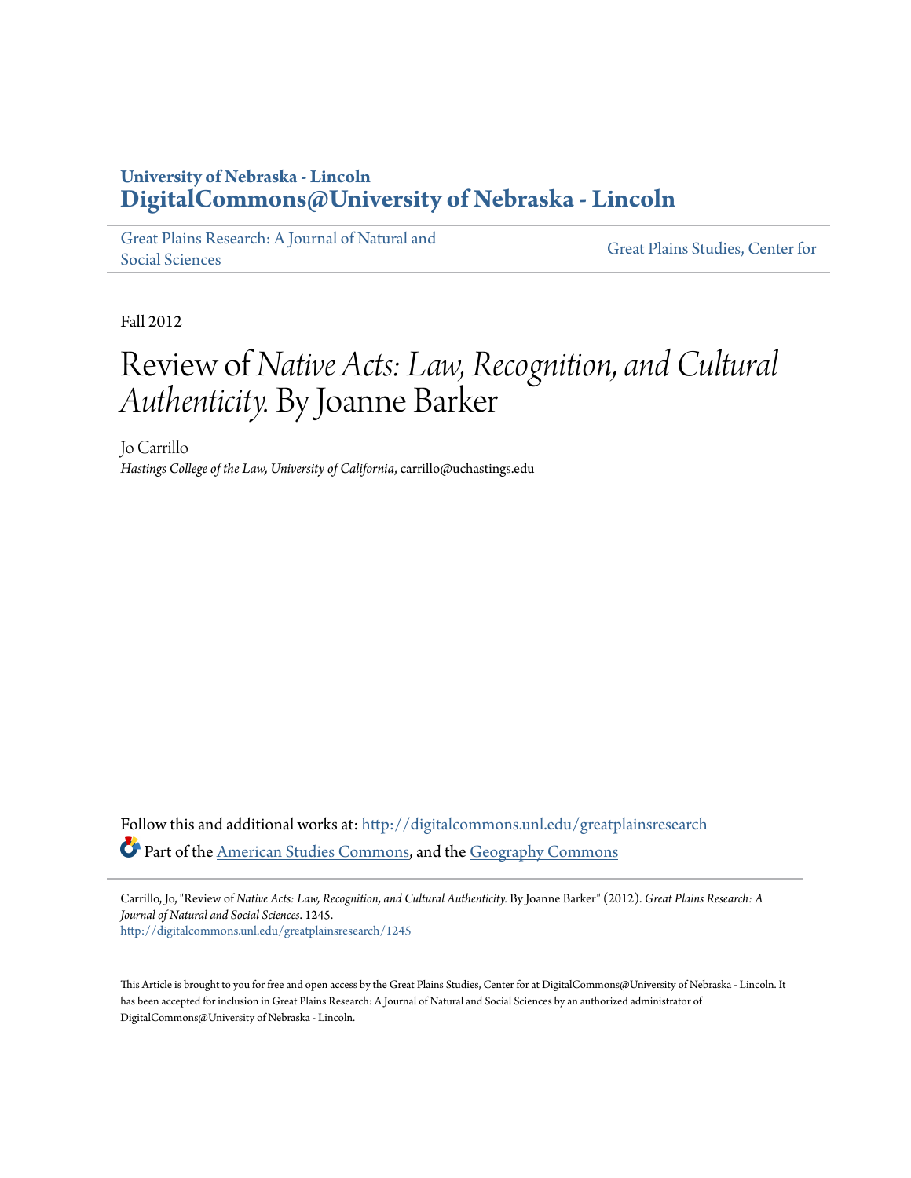University of Nebraska - Lincoln
**DigitalCommons@University of Nebraska - Lincoln**

Great Plains Research: A Journal of Natural and Social Sciences | Great Plains Studies, Center for

Fall 2012

# Review of *Native Acts: Law, Recognition, and Cultural Authenticity.* By Joanne Barker

Jo Carrillo
*Hastings College of the Law, University of California*, carrillo@uchastings.edu

Follow this and additional works at: http://digitalcommons.unl.edu/greatplainsresearch

Part of the American Studies Commons, and the Geography Commons

Carrillo, Jo, "Review of *Native Acts: Law, Recognition, and Cultural Authenticity.* By Joanne Barker" (2012). *Great Plains Research: A Journal of Natural and Social Sciences*. 1245.
http://digitalcommons.unl.edu/greatplainsresearch/1245

This Article is brought to you for free and open access by the Great Plains Studies, Center for at DigitalCommons@University of Nebraska - Lincoln. It has been accepted for inclusion in Great Plains Research: A Journal of Natural and Social Sciences by an authorized administrator of DigitalCommons@University of Nebraska - Lincoln.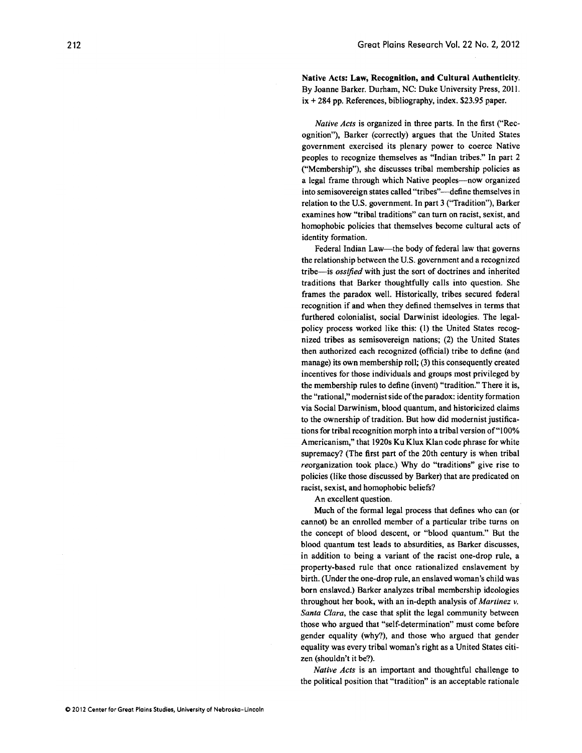**Native Acts: Law, Recognition, and Cultural Authenticity.** By Joanne Barker. Durham, NC: Duke University Press, 2011. ix + 284 pp. References, bibliography, index. $23.95 paper.

*Native Acts* is organized in three parts. In the first ("Recognition"), Barker (correctly) argues that the United States government exercised its plenary power to coerce Native peoples to recognize themselves as "Indian tribes." In part 2 ("Membership"), she discusses tribal membership policies as a legal frame through which Native peoples—now organized into semisovereign states called "tribes"—define themselves in relation to the U.S. government. In part 3 ("Tradition"), Barker examines how "tribal traditions" can turn on racist, sexist, and homophobic policies that themselves become cultural acts of identity formation.

Federal Indian Law—the body of federal law that governs the relationship between the U.S. government and a recognized tribe—is *ossified* with just the sort of doctrines and inherited traditions that Barker thoughtfully calls into question. She frames the paradox well. Historically, tribes secured federal recognition if and when they defined themselves in terms that furthered colonialist, social Darwinist ideologies. The legal-policy process worked like this: (1) the United States recognized tribes as semisovereign nations; (2) the United States then authorized each recognized (official) tribe to define (and manage) its own membership roll; (3) this consequently created incentives for those individuals and groups most privileged by the membership rules to define (invent) "tradition." There it is, the "rational," modernist side of the paradox: identity formation via Social Darwinism, blood quantum, and historicized claims to the ownership of tradition. But how did modernist justifications for tribal recognition morph into a tribal version of "100% Americanism," that 1920s Ku Klux Klan code phrase for white supremacy? (The first part of the 20th century is when tribal *re*organization took place.) Why do "traditions" give rise to policies (like those discussed by Barker) that are predicated on racist, sexist, and homophobic beliefs?

An excellent question.

Much of the formal legal process that defines who can (or cannot) be an enrolled member of a particular tribe turns on the concept of blood descent, or "blood quantum." But the blood quantum test leads to absurdities, as Barker discusses, in addition to being a variant of the racist one-drop rule, a property-based rule that once rationalized enslavement by birth. (Under the one-drop rule, an enslaved woman's child was born enslaved.) Barker analyzes tribal membership ideologies throughout her book, with an in-depth analysis of *Martinez v. Santa Clara*, the case that split the legal community between those who argued that "self-determination" must come before gender equality (why?), and those who argued that gender equality was every tribal woman's right as a United States citizen (shouldn't it be?).

*Native Acts* is an important and thoughtful challenge to the political position that "tradition" is an acceptable rationale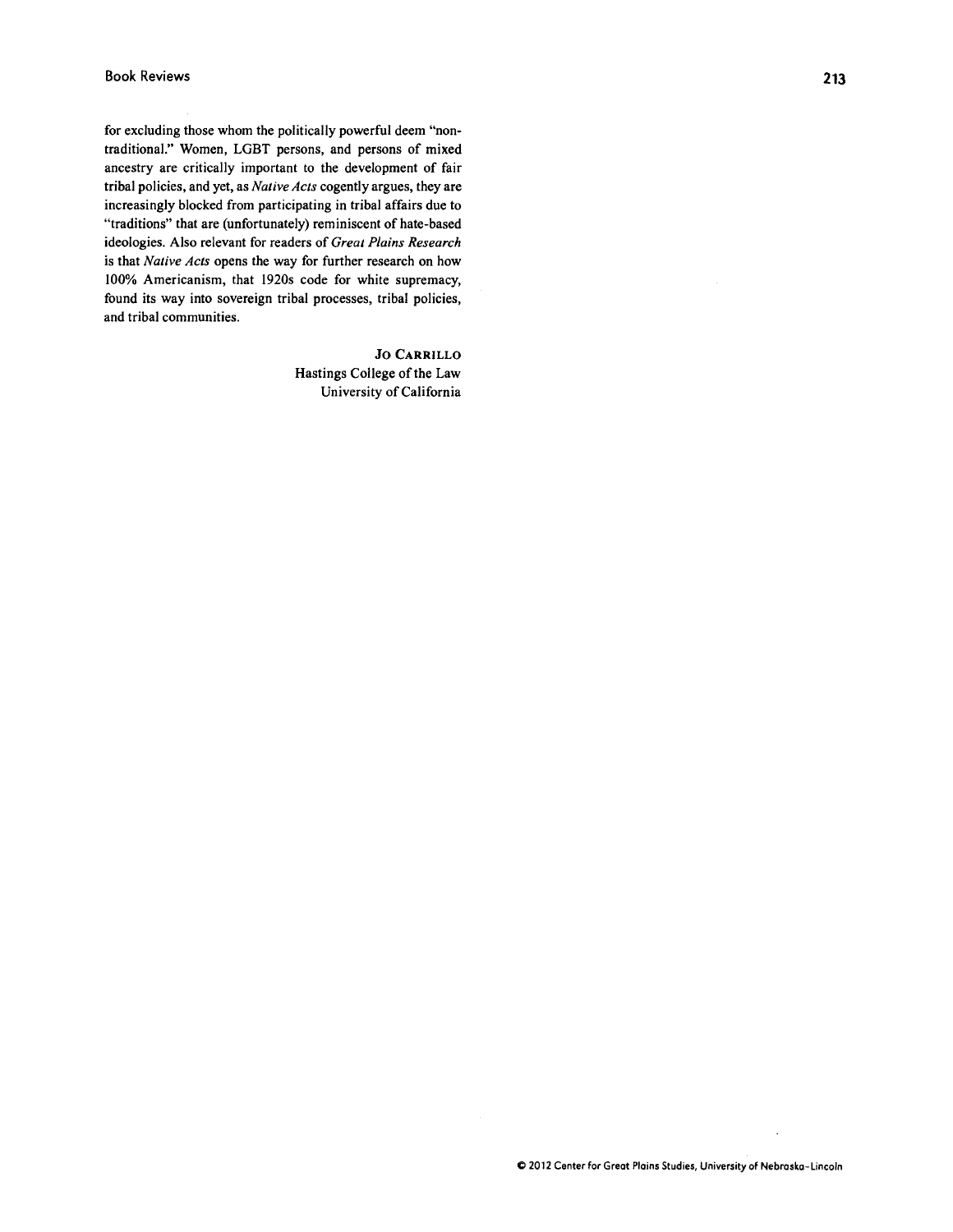for excluding those whom the politically powerful deem "non-traditional." Women, LGBT persons, and persons of mixed ancestry are critically important to the development of fair tribal policies, and yet, as *Native Acts* cogently argues, they are increasingly blocked from participating in tribal affairs due to "traditions" that are (unfortunately) reminiscent of hate-based ideologies. Also relevant for readers of *Great Plains Research* is that *Native Acts* opens the way for further research on how 100% Americanism, that 1920s code for white supremacy, found its way into sovereign tribal processes, tribal policies, and tribal communities.

JO CARRILLO
Hastings College of the Law
University of California

© 2012 Center for Great Plains Studies, University of Nebraska-Lincoln